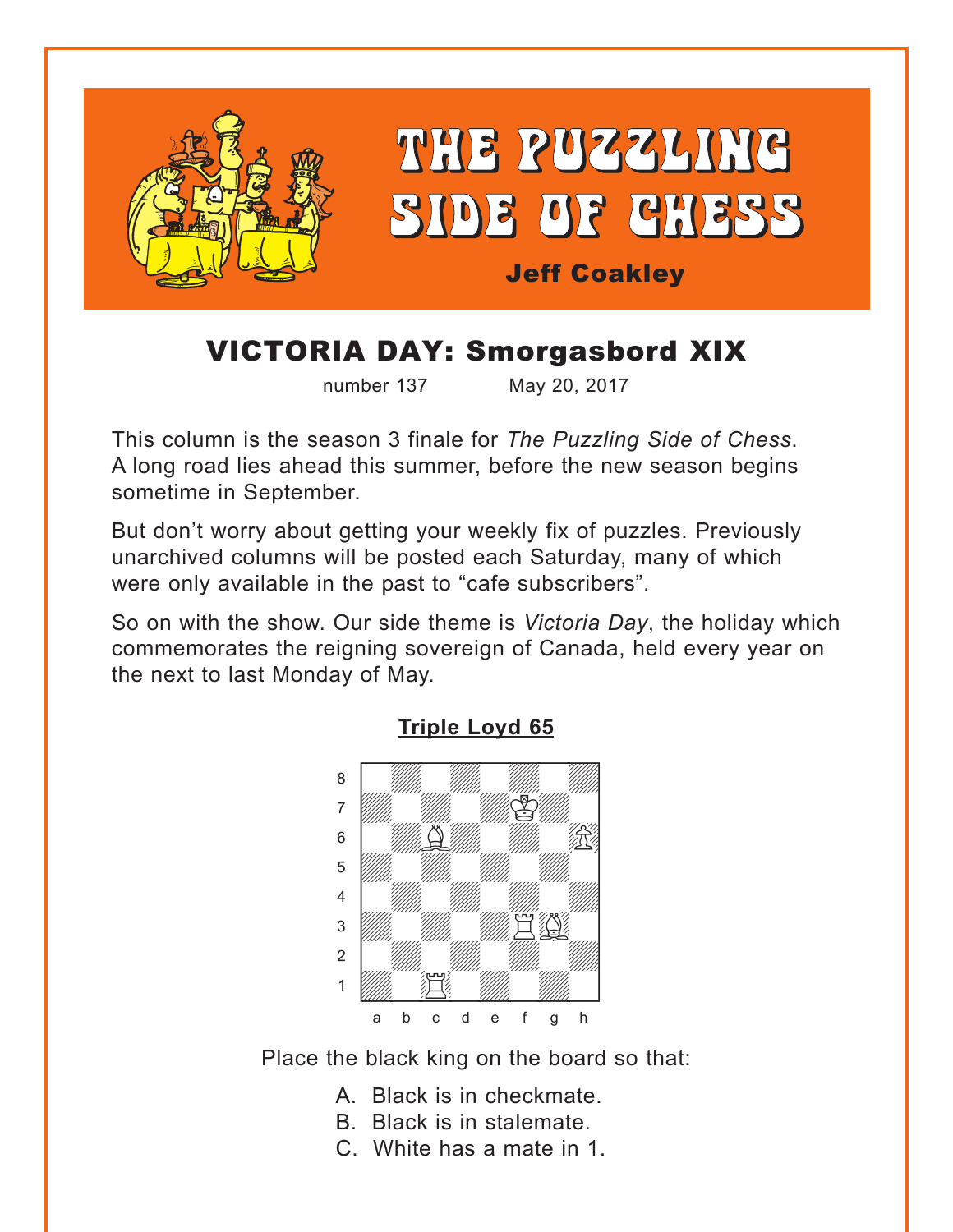# THE PUZZLING SIDE OF CHESS

**Jeff Coakley**

## VICTORIA DAY: Smorgasbord XIX

number 137 May 20, 2017

This column is the season 3 finale for *The Puzzling Side of Chess*. A long road lies ahead this summer, before the new season begins sometime in September.

But don't worry about getting your weekly fix of puzzles. Previously unarchived columns will be posted each Saturday, many of which were only available in the past to "cafe subscribers".

So on with the show. Our side theme is *Victoria Day*, the holiday which commemorates the reigning sovereign of Canada, held every year on the next to last Monday of May.

### Triple Loyd 65

White: Kf7, Bc6, Ph6, Rf3, Bg3, Rc1

Place the black king on the board so that:

A. Black is in checkmate.
B. Black is in stalemate.
C. White has a mate in 1.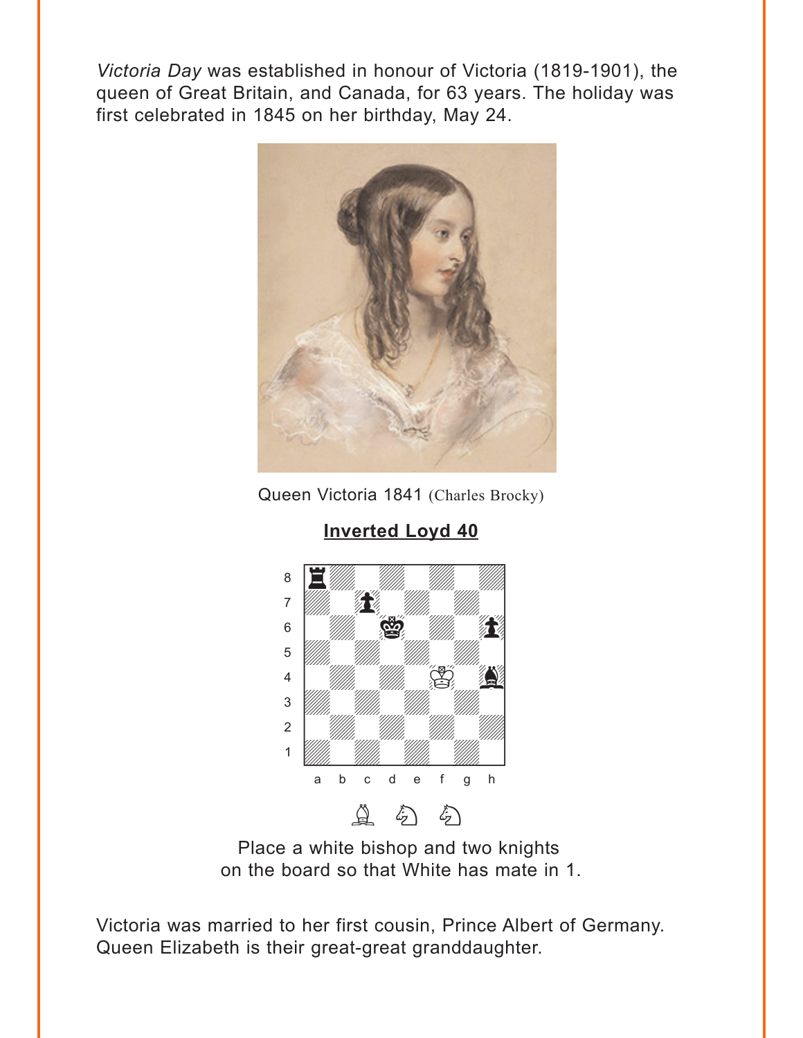*Victoria Day* was established in honour of Victoria (1819-1901), the queen of Great Britain, and Canada, for 63 years. The holiday was first celebrated in 1845 on her birthday, May 24.

Queen Victoria 1841 (Charles Brocky)

**Inverted Loyd 40**

Place a white bishop and two knights on the board so that White has mate in 1.

Victoria was married to her first cousin, Prince Albert of Germany. Queen Elizabeth is their great-great granddaughter.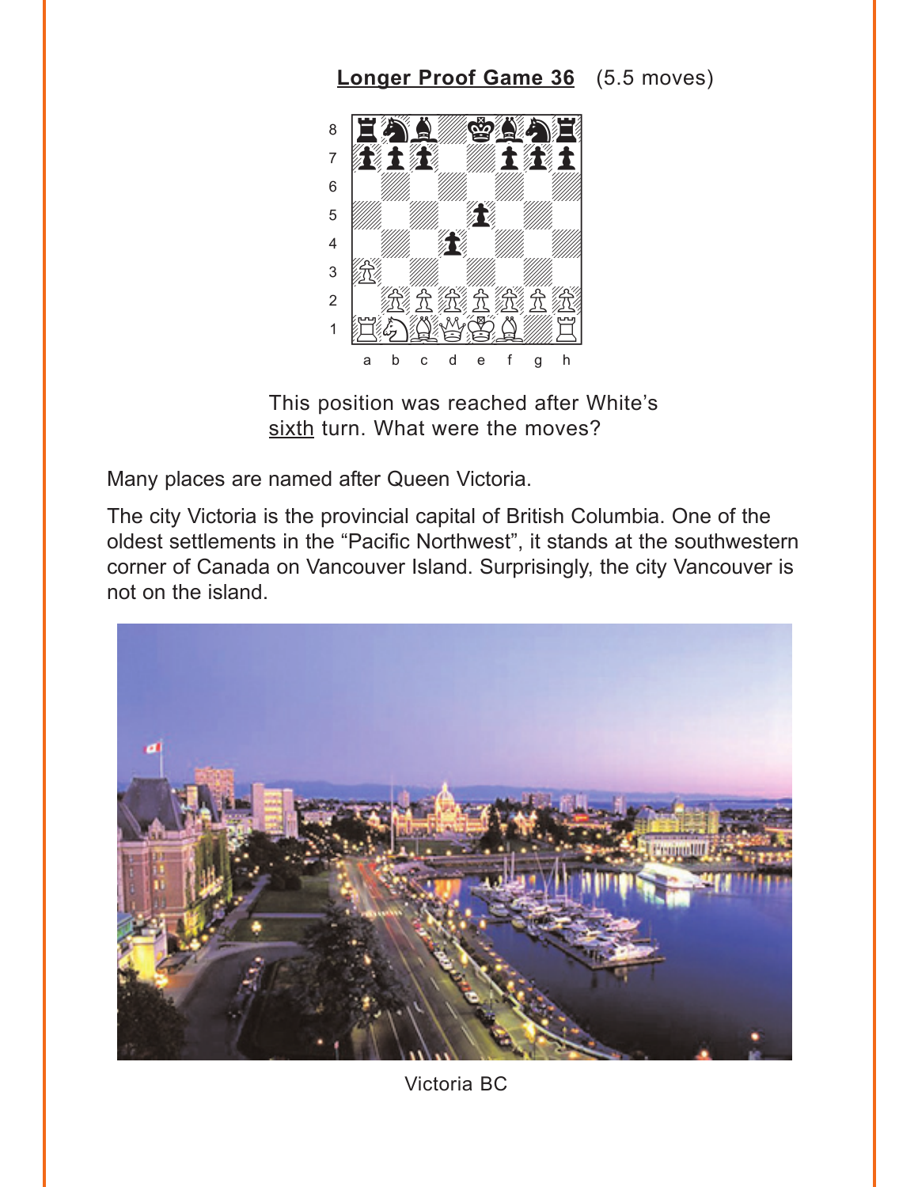**Longer Proof Game 36** (5.5 moves)

This position was reached after White's <u>sixth</u> turn. What were the moves?

Many places are named after Queen Victoria.

The city Victoria is the provincial capital of British Columbia. One of the oldest settlements in the "Pacific Northwest", it stands at the southwestern corner of Canada on Vancouver Island. Surprisingly, the city Vancouver is not on the island.

Victoria BC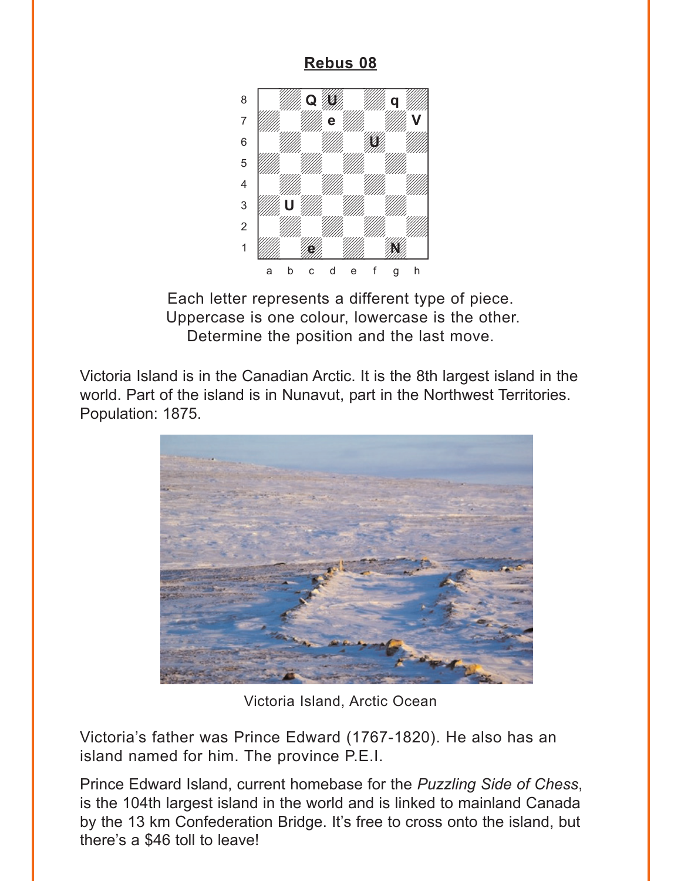## Rebus 08

| | a | b | c | d | e | f | g | h |
|---|---|---|---|---|---|---|---|---|
| 8 | | | Q | U | | | q | |
| 7 | | | | e | | | | V |
| 6 | | | | | | U | | |
| 5 | | | | | | | | |
| 4 | | | | | | | | |
| 3 | | U | | | | | | |
| 2 | | | | | | | | |
| 1 | | | e | | | | N | |

Each letter represents a different type of piece.
Uppercase is one colour, lowercase is the other.
Determine the position and the last move.

Victoria Island is in the Canadian Arctic. It is the 8th largest island in the world. Part of the island is in Nunavut, part in the Northwest Territories. Population: 1875.

Victoria Island, Arctic Ocean

Victoria's father was Prince Edward (1767-1820). He also has an island named for him. The province P.E.I.

Prince Edward Island, current homebase for the *Puzzling Side of Chess*, is the 104th largest island in the world and is linked to mainland Canada by the 13 km Confederation Bridge. It's free to cross onto the island, but there's a $46 toll to leave!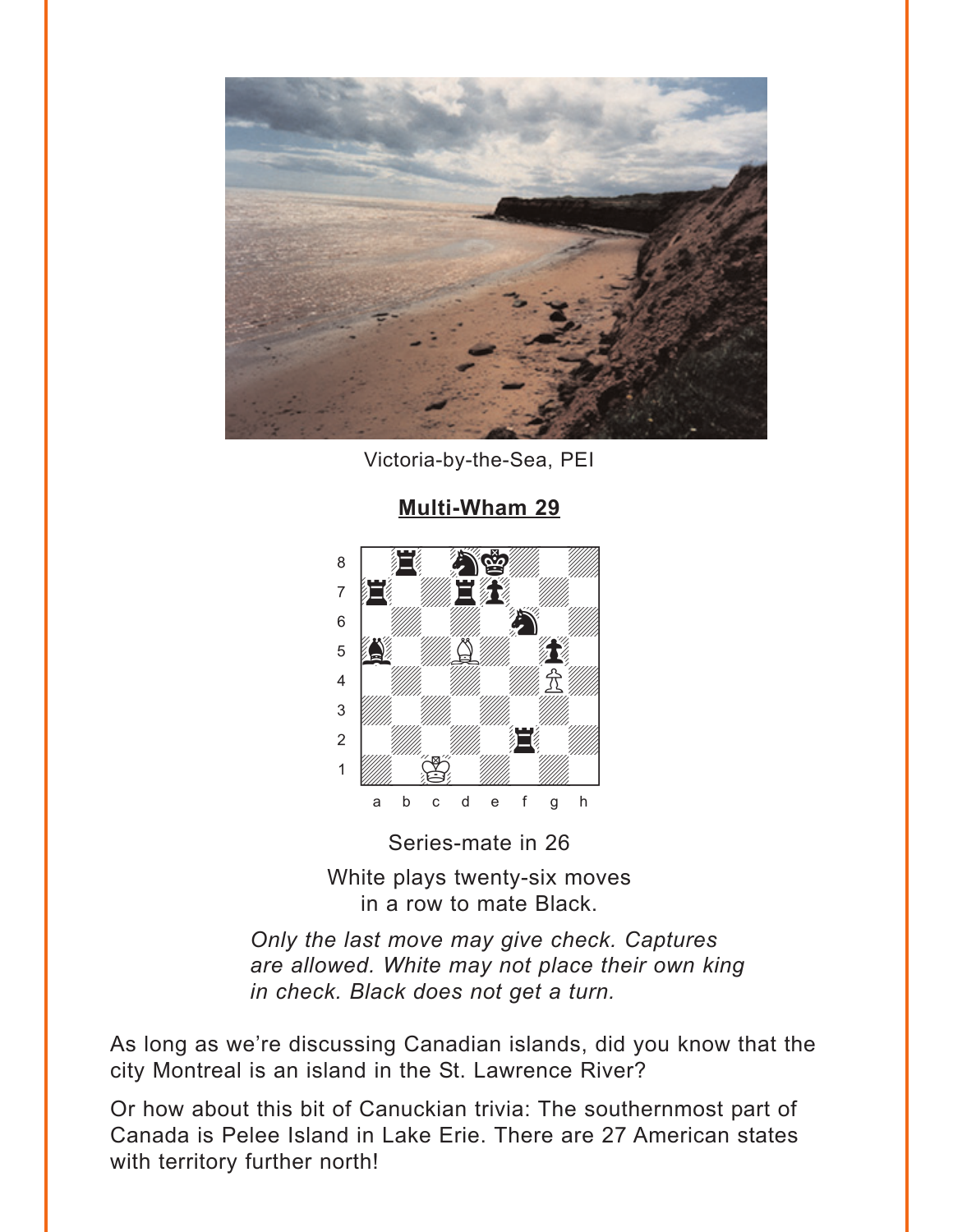Victoria-by-the-Sea, PEI

**Multi-Wham 29**

Series-mate in 26

White plays twenty-six moves in a row to mate Black.

*Only the last move may give check. Captures are allowed. White may not place their own king in check. Black does not get a turn.*

As long as we're discussing Canadian islands, did you know that the city Montreal is an island in the St. Lawrence River?

Or how about this bit of Canuckian trivia: The southernmost part of Canada is Pelee Island in Lake Erie. There are 27 American states with territory further north!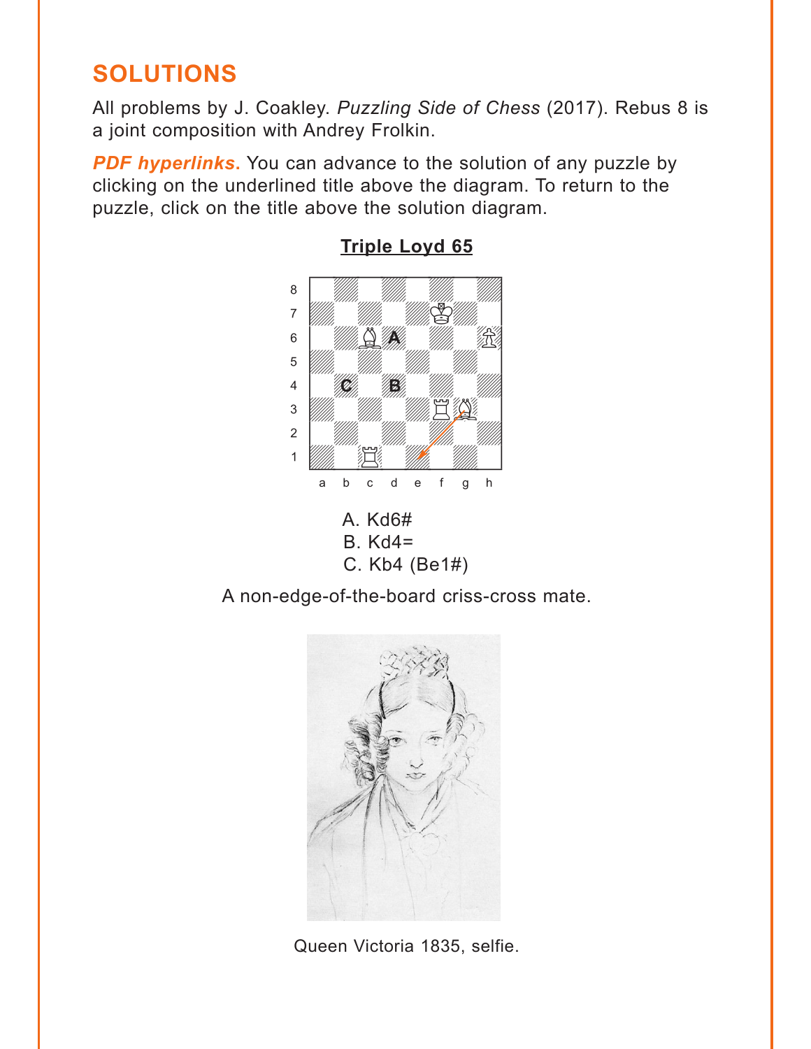## SOLUTIONS

All problems by J. Coakley. *Puzzling Side of Chess* (2017). Rebus 8 is a joint composition with Andrey Frolkin.

***PDF hyperlinks.*** You can advance to the solution of any puzzle by clicking on the underlined title above the diagram. To return to the puzzle, click on the title above the solution diagram.

### Triple Loyd 65

A. Kd6#
B. Kd4=
C. Kb4 (Be1#)

A non-edge-of-the-board criss-cross mate.

Queen Victoria 1835, selfie.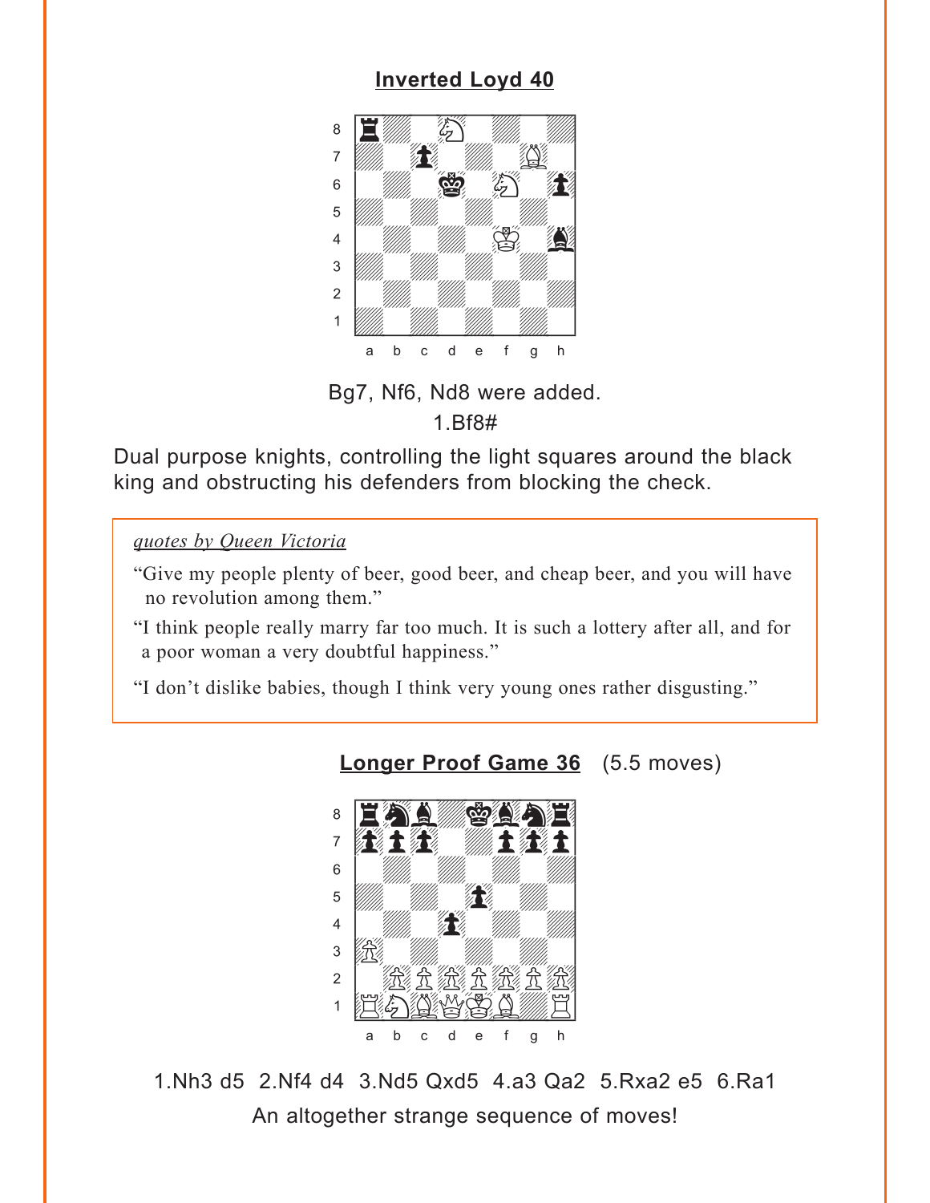## Inverted Loyd 40

Bg7, Nf6, Nd8 were added.

1.Bf8#

Dual purpose knights, controlling the light squares around the black king and obstructing his defenders from blocking the check.

*quotes by Queen Victoria*

"Give my people plenty of beer, good beer, and cheap beer, and you will have no revolution among them."

"I think people really marry far too much. It is such a lottery after all, and for a poor woman a very doubtful happiness."

"I don't dislike babies, though I think very young ones rather disgusting."

## Longer Proof Game 36 (5.5 moves)

1.Nh3 d5 2.Nf4 d4 3.Nd5 Qxd5 4.a3 Qa2 5.Rxa2 e5 6.Ra1

An altogether strange sequence of moves!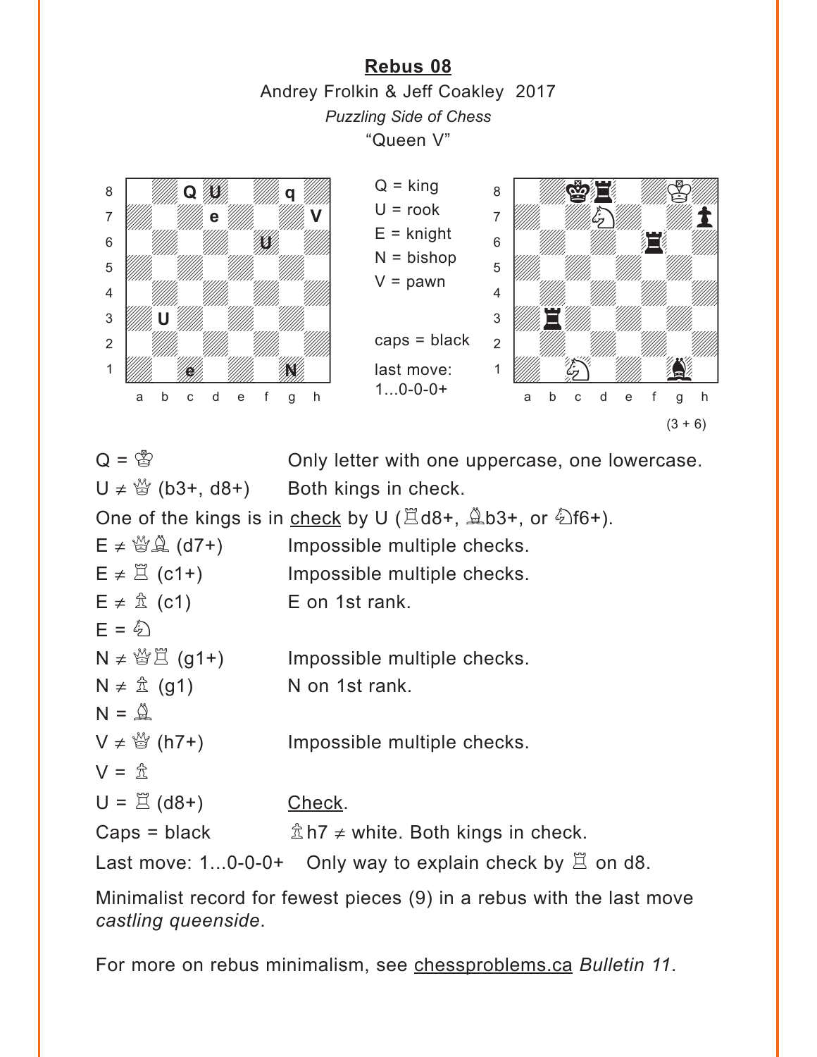**Rebus 08**

Andrey Frolkin & Jeff Coakley 2017

*Puzzling Side of Chess*

"Queen V"

Q = king
U = rook
E = knight
N = bishop
V = pawn

caps = black

last move:
1...0-0-0+

(3 + 6)

| | |
|---|---|
| Q = ♔ | Only letter with one uppercase, one lowercase. |
| U ≠ ♕ (b3+, d8+) | Both kings in check. |

One of the kings is in <u>check</u> by U (♖d8+, ♗b3+, or ♘f6+).

| | |
|---|---|
| E ≠ ♕♗ (d7+) | Impossible multiple checks. |
| E ≠ ♖ (c1+) | Impossible multiple checks. |
| E ≠ ♙ (c1) | E on 1st rank. |
| E = ♘ | |
| N ≠ ♕♖ (g1+) | Impossible multiple checks. |
| N ≠ ♙ (g1) | N on 1st rank. |
| N = ♗ | |
| V ≠ ♕ (h7+) | Impossible multiple checks. |
| V = ♙ | |
| U = ♖ (d8+) | <u>Check</u>. |
| Caps = black | ♙h7 ≠ white. Both kings in check. |

Last move: 1...0-0-0+ Only way to explain check by ♖ on d8.

Minimalist record for fewest pieces (9) in a rebus with the last move *castling queenside*.

For more on rebus minimalism, see <u>chessproblems.ca</u> *Bulletin 11*.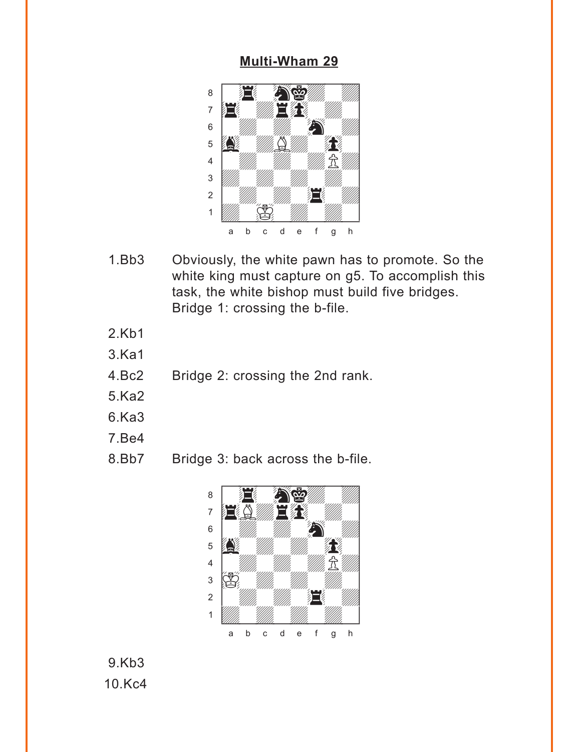## Multi-Wham 29

1.Bb3 Obviously, the white pawn has to promote. So the white king must capture on g5. To accomplish this task, the white bishop must build five bridges. Bridge 1: crossing the b-file.

2.Kb1

3.Ka1

4.Bc2 Bridge 2: crossing the 2nd rank.

5.Ka2

6.Ka3

7.Be4

8.Bb7 Bridge 3: back across the b-file.

9.Kb3

10.Kc4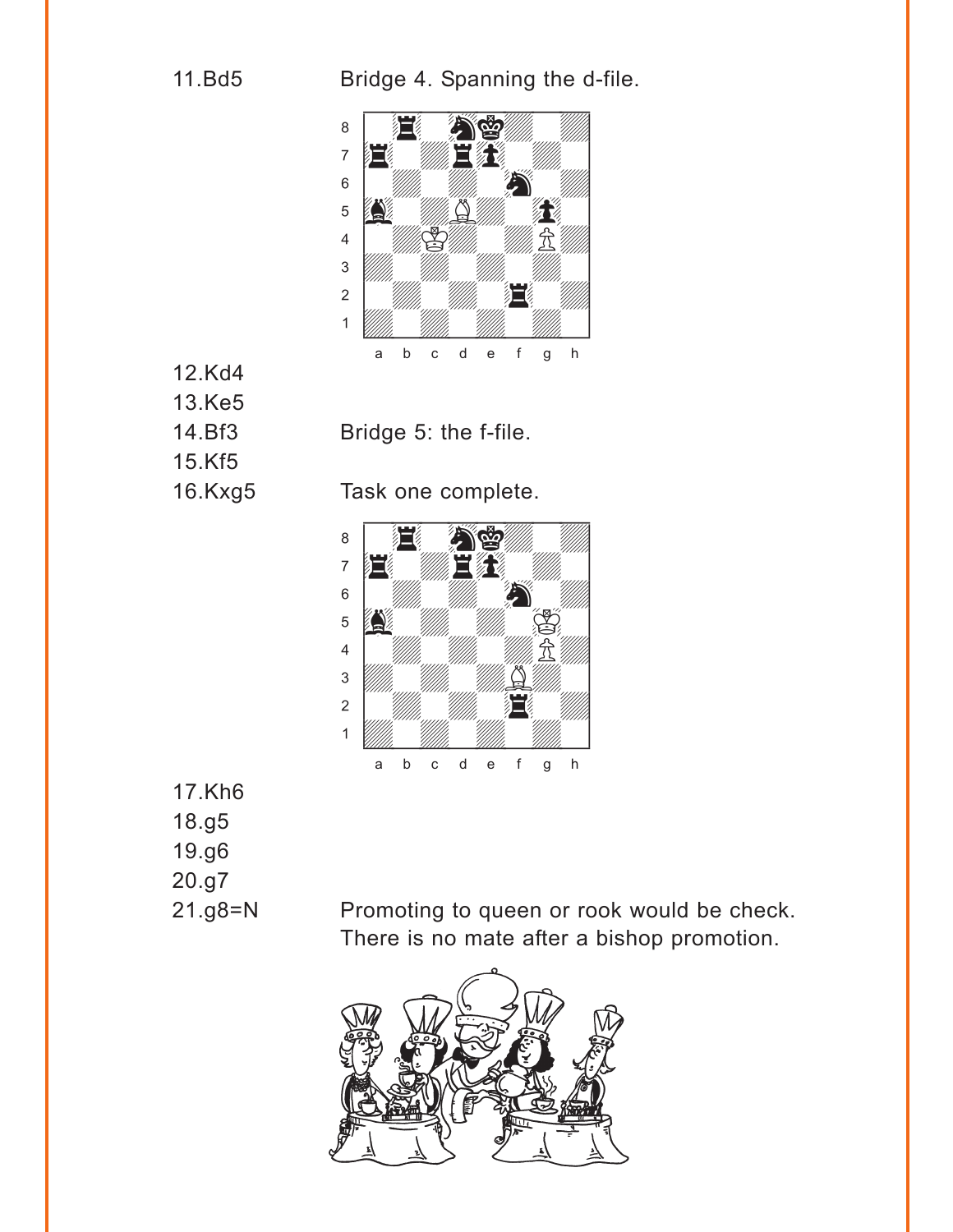11.Bd5 Bridge 4. Spanning the d-file.

12.Kd4

13.Ke5

14.Bf3 Bridge 5: the f-file.

15.Kf5

16.Kxg5 Task one complete.

17.Kh6

18.g5

19.g6

20.g7

21.g8=N Promoting to queen or rook would be check. There is no mate after a bishop promotion.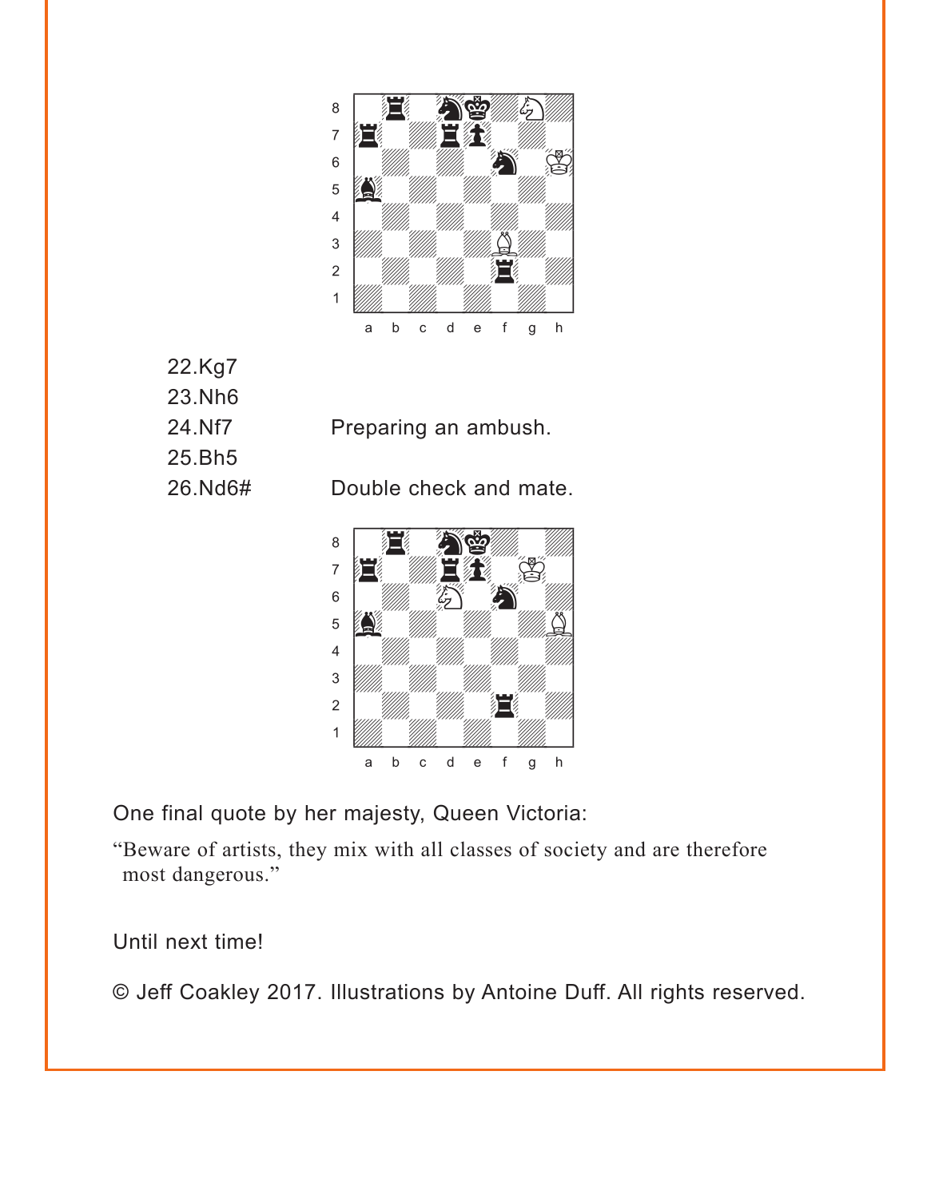22.Kg7

23.Nh6

24.Nf7 Preparing an ambush.

25.Bh5

26.Nd6# Double check and mate.

One final quote by her majesty, Queen Victoria:

"Beware of artists, they mix with all classes of society and are therefore most dangerous."

Until next time!

© Jeff Coakley 2017. Illustrations by Antoine Duff. All rights reserved.